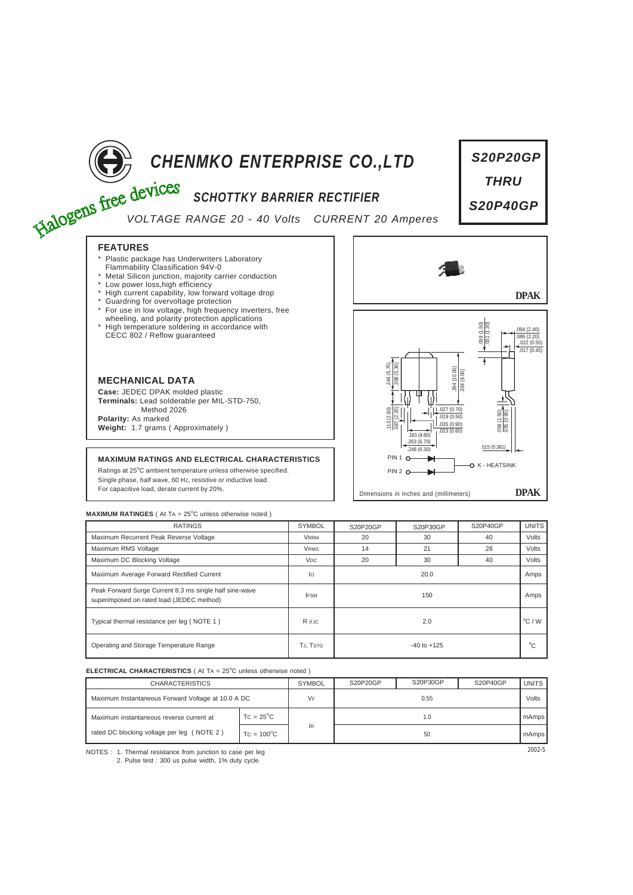# CHENMKO ENTERPRISE CO.,LTD

Halogens free devices

## SCHOTTKY BARRIER RECTIFIER

*VOLTAGE RANGE 20 - 40 Volts CURRENT 20 Amperes*

**S20P20GP THRU S20P40GP**

### FEATURES

- Plastic package has Underwriters Laboratory Flammability Classification 94V-0
- Metal Silicon junction, majority carrier conduction
- Low power loss,high efficiency
- High current capability, low forward voltage drop
- Guardring for overvoltage protection
- For use in low voltage, high frequency inverters, free wheeling, and polarity protection applications
- High temperature soldering in accordance with CECC 802 / Reflow guaranteed

### MECHANICAL DATA

**Case:** JEDEC DPAK molded plastic
**Terminals:** Lead solderable per MIL-STD-750, Method 2026
**Polarity:** As marked
**Weight:** 1.7 grams ( Approximately )

DPAK

PIN 1, PIN 2, K - HEATSINK

Dimensions in inches and (millimeters) DPAK

### MAXIMUM RATINGS AND ELECTRICAL CHARACTERISTICS

Ratings at 25°C ambient temperature unless otherwise specified.
Single phase, half wave, 60 Hz, resistive or inductive load.
For capacitive load, derate current by 20%.

**MAXIMUM RATINGES** ( At $T_A$ = 25°C unless otherwise noted )

| RATINGS | SYMBOL | S20P20GP | S20P30GP | S20P40GP | UNITS |
|---|---|---|---|---|---|
| Maximum Recurrent Peak Reverse Voltage | $V_{RRM}$ | 20 | 30 | 40 | Volts |
| Maximum RMS Voltage | $V_{RMS}$ | 14 | 21 | 28 | Volts |
| Maximum DC Blocking Voltage | $V_{DC}$ | 20 | 30 | 40 | Volts |
| Maximum Average Forward Rectified Current | $I_O$ | | 20.0 | | Amps |
| Peak Forward Surge Current 8.3 ms single half sine-wave superimposed on rated load (JEDEC method) | $I_{FSM}$ | | 150 | | Amps |
| Typical thermal resistance per leg ( NOTE 1 ) | $R_{\theta JC}$ | | 2.0 | | °C / W |
| Operating and Storage Temperature Range | $T_J$, $T_{STG}$ | | -40 to +125 | | °C |

**ELECTRICAL CHARACTERISTICS** ( At $T_A$ = 25°C unless otherwise noted )

| CHARACTERISTICS | | SYMBOL | S20P20GP | S20P30GP | S20P40GP | UNITS |
|---|---|---|---|---|---|---|
| Maximum Instantaneous Forward Voltage at 10.0 A DC | | $V_F$ | | 0.55 | | Volts |
| Maximum instantaneous reverse current at rated DC blocking voltage per leg ( NOTE 2 ) | $T_C$ = 25°C | $I_R$ | | 1.0 | | mAmps |
| | $T_C$ = 100°C | | | 50 | | mAmps |

NOTES : 1. Thermal resistance from junction to case per leg
2. Pulse test : 300 us pulse width, 1% duty cycle

2002-5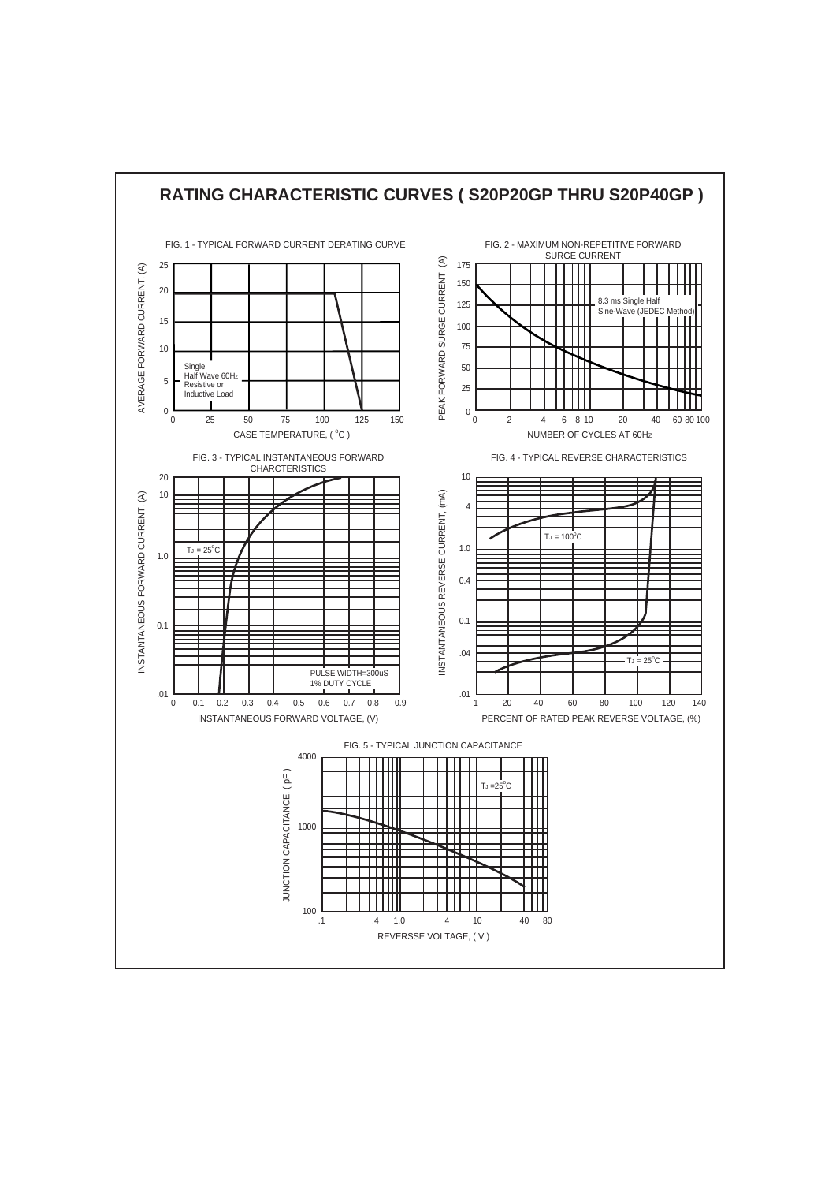# RATING CHARACTERISTIC CURVES ( S20P20GP THRU S20P40GP )

FIG. 1 - TYPICAL FORWARD CURRENT DERATING CURVE

AVERAGE FORWARD CURRENT, (A)

25
20
15
10
5
0

0 25 50 75 100 125 150

CASE TEMPERATURE, ( °C )

Single
Half Wave 60Hz
Resistive or
Inductive Load

FIG. 2 - MAXIMUM NON-REPETITIVE FORWARD SURGE CURRENT

PEAK FORWARD SURGE CURRENT, (A)

175
150
125
100
75
50
25
0

0 2 4 6 8 10 20 40 60 80 100

NUMBER OF CYCLES AT 60Hz

8.3 ms Single Half
Sine-Wave (JEDEC Method)

FIG. 3 - TYPICAL INSTANTANEOUS FORWARD CHARCTERISTICS

INSTANTANEOUS FORWARD CURRENT, (A)

20
10
1.0
0.1
.01

0 0.1 0.2 0.3 0.4 0.5 0.6 0.7 0.8 0.9

INSTANTANEOUS FORWARD VOLTAGE, (V)

$T_J = 25°C$

PULSE WIDTH=300uS
1% DUTY CYCLE

FIG. 4 - TYPICAL REVERSE CHARACTERISTICS

INSTANTANEOUS REVERSE CURRENT, (mA)

10
4
1.0
0.4
0.1
.04
.01

1 20 40 60 80 100 120 140

PERCENT OF RATED PEAK REVERSE VOLTAGE, (%)

$T_J = 100°C$

$T_J = 25°C$

FIG. 5 - TYPICAL JUNCTION CAPACITANCE

JUNCTION CAPACITANCE, ( pF )

4000
1000
100

.1 .4 1.0 4 10 40 80

REVERSSE VOLTAGE, ( V )

$T_J = 25°C$